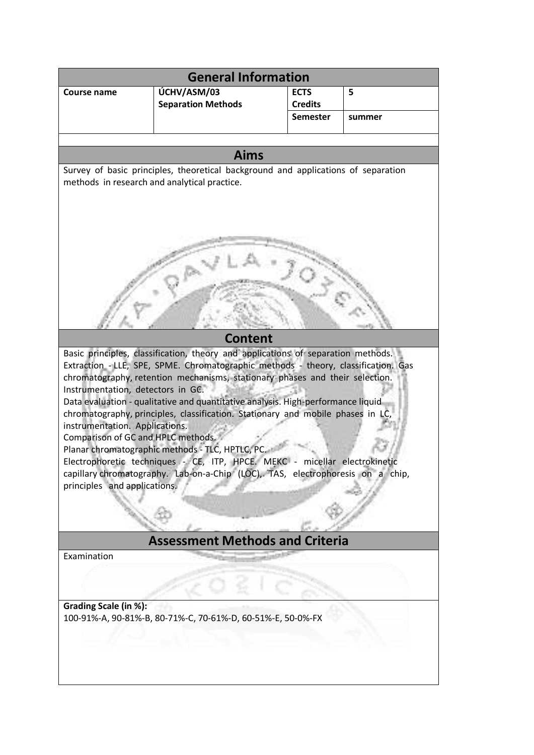## General Information

| Course name | ÚCHV/ASM/03 Separation Methods | ECTS Credits | 5 |
|---|---|---|---|
| | | Semester | summer |

## Aims

Survey of basic principles, theoretical background and applications of separation methods in research and analytical practice.

## Content

Basic principles, classification, theory and applications of separation methods.
Extraction - LLE, SPE, SPME. Chromatographic methods - theory, classification. Gas chromatography, retention mechanisms, stationary phases and their selection.
Instrumentation, detectors in GC.
Data evaluation - qualitative and quantitative analysis. High-performance liquid chromatography, principles, classification. Stationary and mobile phases in LC, instrumentation. Applications.
Comparison of GC and HPLC methods.
Planar chromatographic methods - TLC, HPTLC, PC.
Electrophoretic techniques - CE, ITP, HPCE. MEKC - micellar electrokinetic capillary chromatography. Lab-on-a-Chip (LOC), TAS, electrophoresis on a chip, principles and applications.

## Assessment Methods and Criteria

Examination

**Grading Scale (in %):**
100-91%-A, 90-81%-B, 80-71%-C, 70-61%-D, 60-51%-E, 50-0%-FX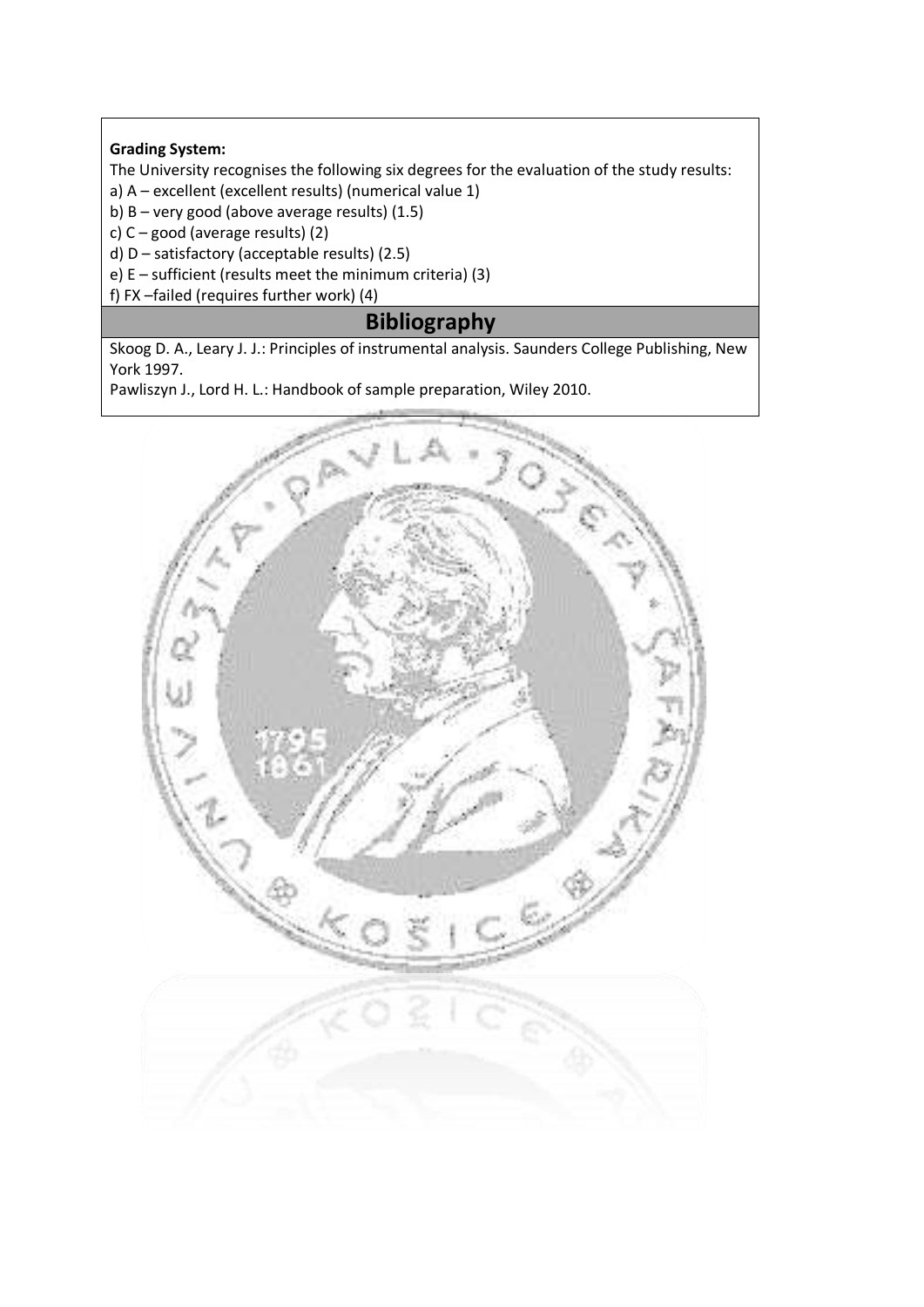**Grading System:**

The University recognises the following six degrees for the evaluation of the study results:

a) A – excellent (excellent results) (numerical value 1)
b) B – very good (above average results) (1.5)
c) C – good (average results) (2)
d) D – satisfactory (acceptable results) (2.5)
e) E – sufficient (results meet the minimum criteria) (3)
f) FX –failed (requires further work) (4)

## Bibliography

Skoog D. A., Leary J. J.: Principles of instrumental analysis. Saunders College Publishing, New York 1997.

Pawliszyn J., Lord H. L.: Handbook of sample preparation, Wiley 2010.